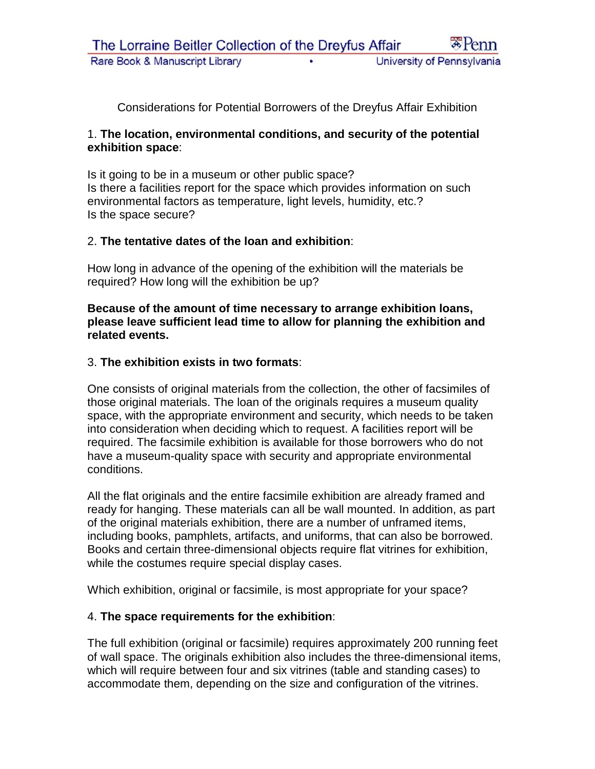# Considerations for Potential Borrowers of the Dreyfus Affair Exhibition

1. **The location, environmental conditions, and security of the potential exhibition space**:

Is it going to be in a museum or other public space?
Is there a facilities report for the space which provides information on such environmental factors as temperature, light levels, humidity, etc.?
Is the space secure?

2. **The tentative dates of the loan and exhibition**:

How long in advance of the opening of the exhibition will the materials be required? How long will the exhibition be up?

**Because of the amount of time necessary to arrange exhibition loans, please leave sufficient lead time to allow for planning the exhibition and related events.**

3. **The exhibition exists in two formats**:

One consists of original materials from the collection, the other of facsimiles of those original materials. The loan of the originals requires a museum quality space, with the appropriate environment and security, which needs to be taken into consideration when deciding which to request. A facilities report will be required. The facsimile exhibition is available for those borrowers who do not have a museum-quality space with security and appropriate environmental conditions.

All the flat originals and the entire facsimile exhibition are already framed and ready for hanging. These materials can all be wall mounted. In addition, as part of the original materials exhibition, there are a number of unframed items, including books, pamphlets, artifacts, and uniforms, that can also be borrowed. Books and certain three-dimensional objects require flat vitrines for exhibition, while the costumes require special display cases.

Which exhibition, original or facsimile, is most appropriate for your space?

4. **The space requirements for the exhibition**:

The full exhibition (original or facsimile) requires approximately 200 running feet of wall space. The originals exhibition also includes the three-dimensional items, which will require between four and six vitrines (table and standing cases) to accommodate them, depending on the size and configuration of the vitrines.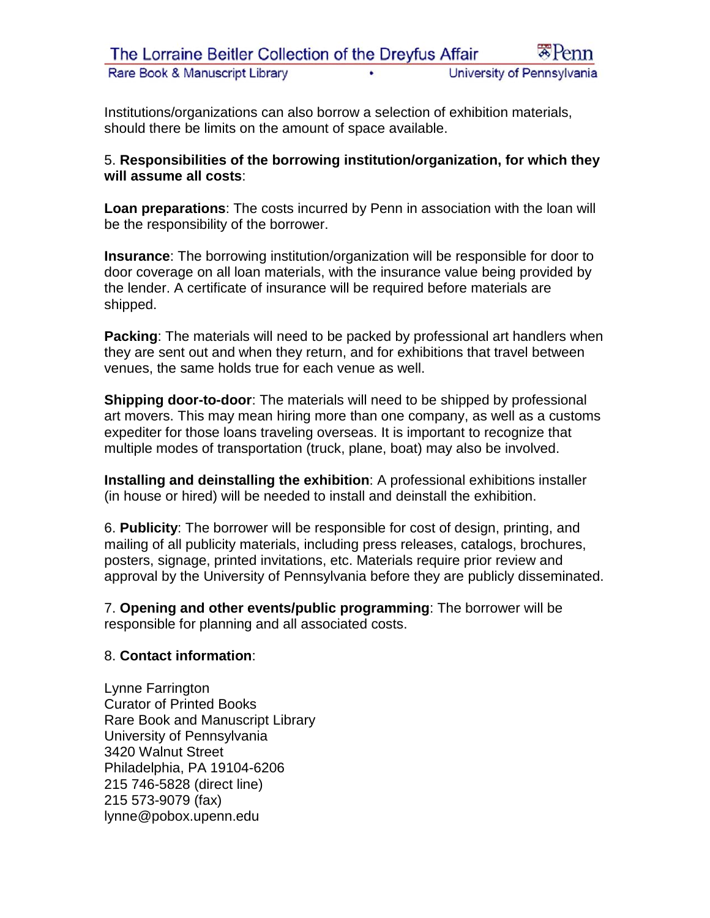Institutions/organizations can also borrow a selection of exhibition materials, should there be limits on the amount of space available.

5. **Responsibilities of the borrowing institution/organization, for which they will assume all costs**:

**Loan preparations**: The costs incurred by Penn in association with the loan will be the responsibility of the borrower.

**Insurance**: The borrowing institution/organization will be responsible for door to door coverage on all loan materials, with the insurance value being provided by the lender. A certificate of insurance will be required before materials are shipped.

**Packing**: The materials will need to be packed by professional art handlers when they are sent out and when they return, and for exhibitions that travel between venues, the same holds true for each venue as well.

**Shipping door-to-door**: The materials will need to be shipped by professional art movers. This may mean hiring more than one company, as well as a customs expediter for those loans traveling overseas. It is important to recognize that multiple modes of transportation (truck, plane, boat) may also be involved.

**Installing and deinstalling the exhibition**: A professional exhibitions installer (in house or hired) will be needed to install and deinstall the exhibition.

6. **Publicity**: The borrower will be responsible for cost of design, printing, and mailing of all publicity materials, including press releases, catalogs, brochures, posters, signage, printed invitations, etc. Materials require prior review and approval by the University of Pennsylvania before they are publicly disseminated.

7. **Opening and other events/public programming**: The borrower will be responsible for planning and all associated costs.

8. **Contact information**:

Lynne Farrington
Curator of Printed Books
Rare Book and Manuscript Library
University of Pennsylvania
3420 Walnut Street
Philadelphia, PA 19104-6206
215 746-5828 (direct line)
215 573-9079 (fax)
lynne@pobox.upenn.edu